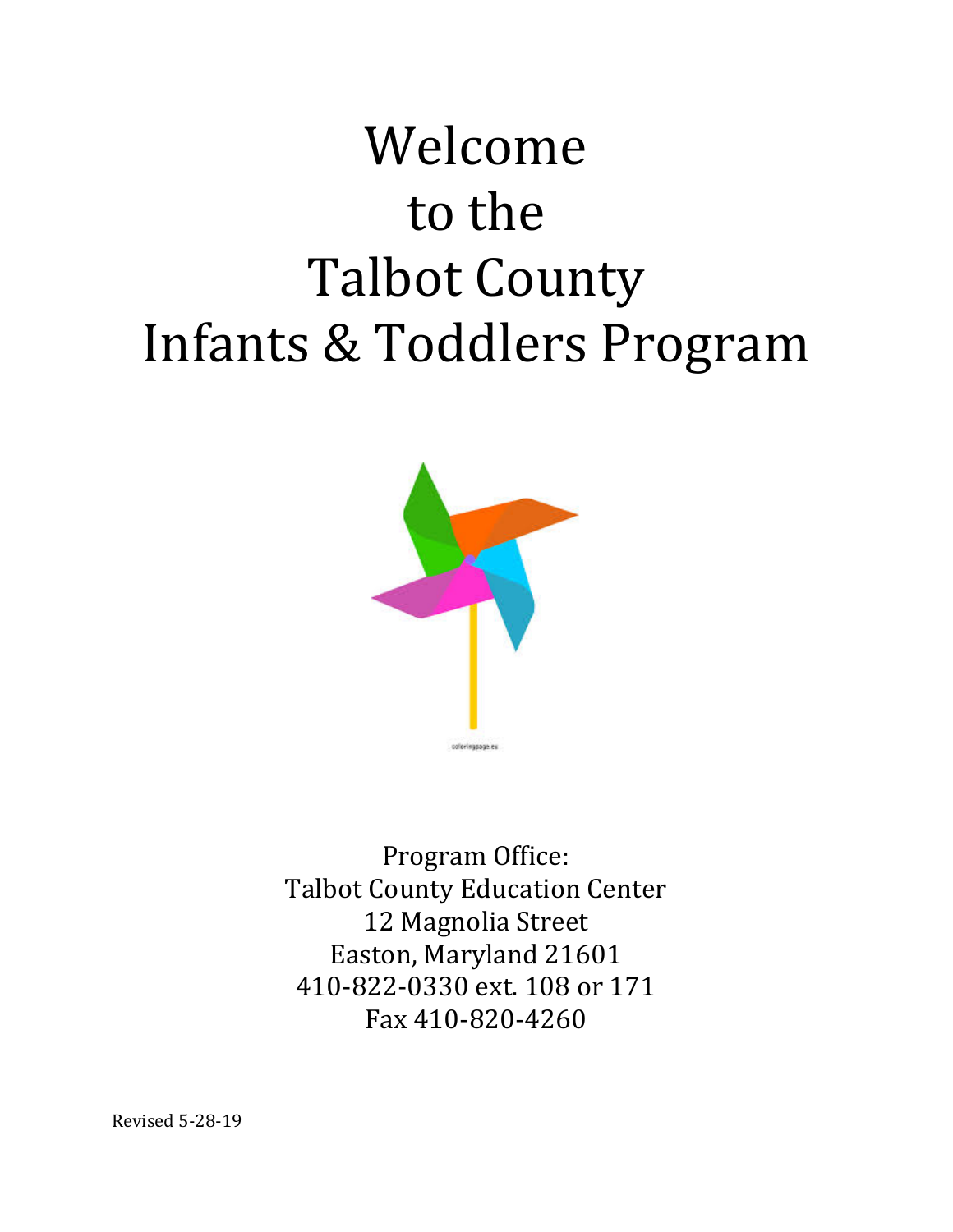# Welcome to the Talbot County Infants & Toddlers Program

Program Office:
Talbot County Education Center
12 Magnolia Street
Easton, Maryland 21601
410-822-0330 ext. 108 or 171
Fax 410-820-4260

Revised 5-28-19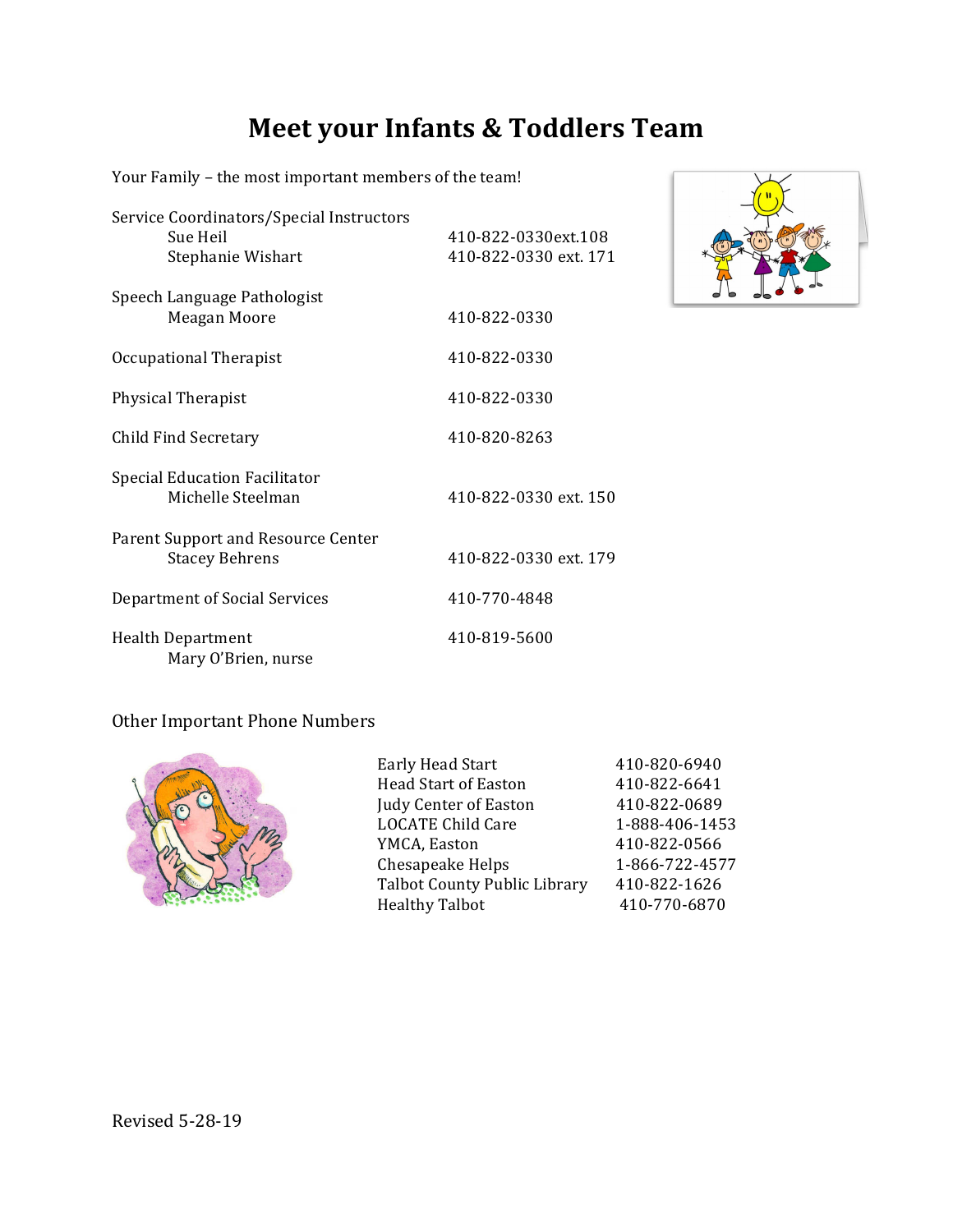# Meet your Infants & Toddlers Team

Your Family – the most important members of the team!

| | |
|---|---|
| Service Coordinators/Special Instructors | |
| Sue Heil | 410-822-0330ext.108 |
| Stephanie Wishart | 410-822-0330 ext. 171 |
| Speech Language Pathologist | |
| Meagan Moore | 410-822-0330 |
| Occupational Therapist | 410-822-0330 |
| Physical Therapist | 410-822-0330 |
| Child Find Secretary | 410-820-8263 |
| Special Education Facilitator | |
| Michelle Steelman | 410-822-0330 ext. 150 |
| Parent Support and Resource Center | |
| Stacey Behrens | 410-822-0330 ext. 179 |
| Department of Social Services | 410-770-4848 |
| Health Department | 410-819-5600 |
| Mary O'Brien, nurse | |

## Other Important Phone Numbers

| | |
|---|---|
| Early Head Start | 410-820-6940 |
| Head Start of Easton | 410-822-6641 |
| Judy Center of Easton | 410-822-0689 |
| LOCATE Child Care | 1-888-406-1453 |
| YMCA, Easton | 410-822-0566 |
| Chesapeake Helps | 1-866-722-4577 |
| Talbot County Public Library | 410-822-1626 |
| Healthy Talbot | 410-770-6870 |

Revised 5-28-19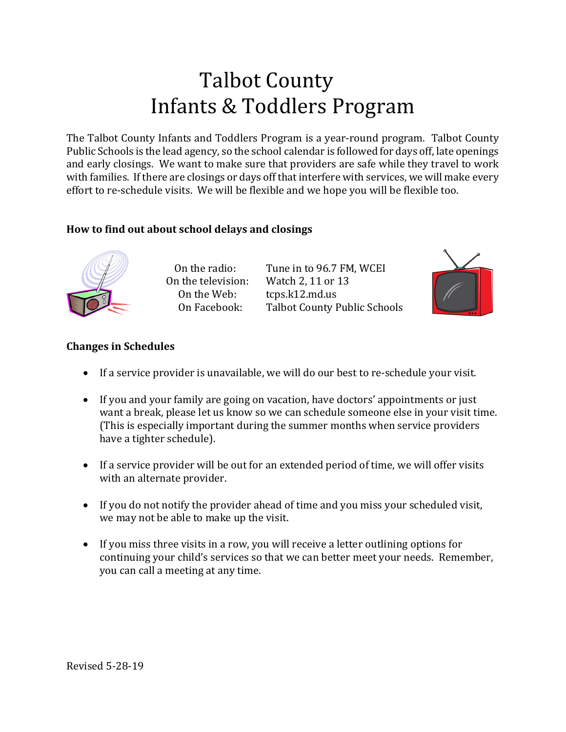# Talbot County Infants & Toddlers Program

The Talbot County Infants and Toddlers Program is a year-round program. Talbot County Public Schools is the lead agency, so the school calendar is followed for days off, late openings and early closings. We want to make sure that providers are safe while they travel to work with families. If there are closings or days off that interfere with services, we will make every effort to re-schedule visits. We will be flexible and we hope you will be flexible too.

**How to find out about school delays and closings**

| | |
|---|---|
| On the radio: | Tune in to 96.7 FM, WCEI |
| On the television: | Watch 2, 11 or 13 |
| On the Web: | tcps.k12.md.us |
| On Facebook: | Talbot County Public Schools |

**Changes in Schedules**

- If a service provider is unavailable, we will do our best to re-schedule your visit.
- If you and your family are going on vacation, have doctors' appointments or just want a break, please let us know so we can schedule someone else in your visit time. (This is especially important during the summer months when service providers have a tighter schedule).
- If a service provider will be out for an extended period of time, we will offer visits with an alternate provider.
- If you do not notify the provider ahead of time and you miss your scheduled visit, we may not be able to make up the visit.
- If you miss three visits in a row, you will receive a letter outlining options for continuing your child's services so that we can better meet your needs. Remember, you can call a meeting at any time.

Revised 5-28-19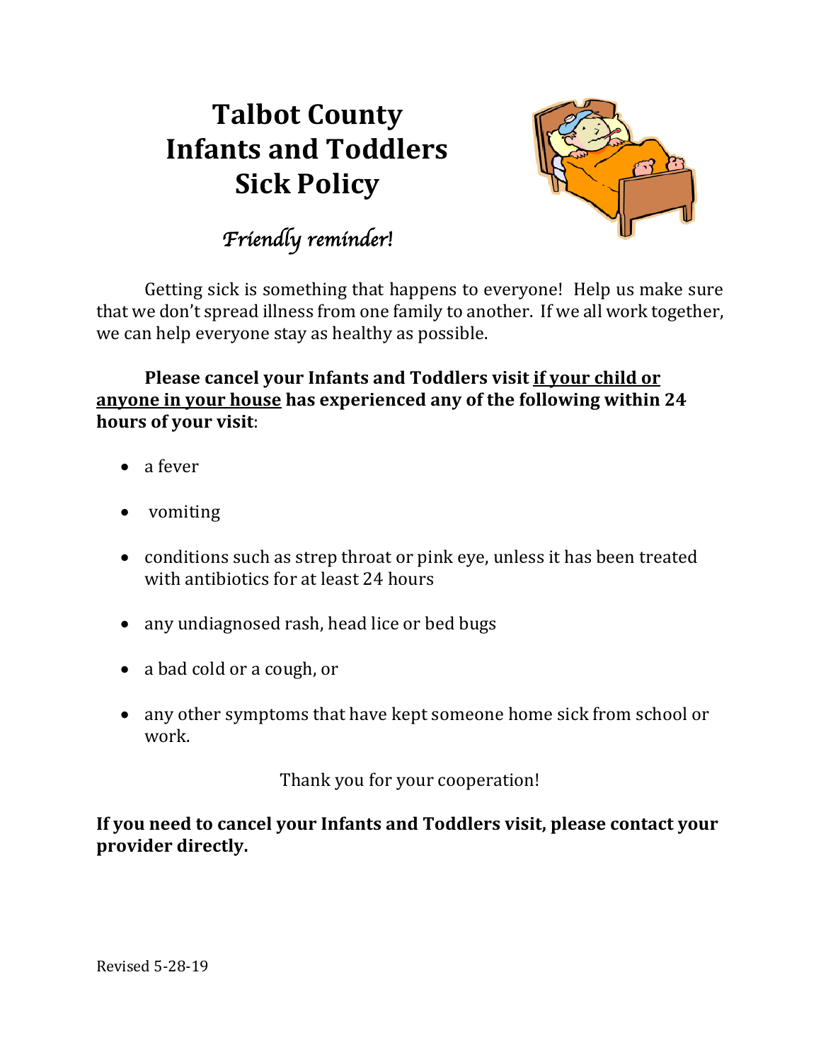# Talbot County Infants and Toddlers Sick Policy

*Friendly reminder!*

Getting sick is something that happens to everyone! Help us make sure that we don't spread illness from one family to another. If we all work together, we can help everyone stay as healthy as possible.

**Please cancel your Infants and Toddlers visit <u>if your child or anyone in your house</u> has experienced any of the following within 24 hours of your visit**:

- a fever
- vomiting
- conditions such as strep throat or pink eye, unless it has been treated with antibiotics for at least 24 hours
- any undiagnosed rash, head lice or bed bugs
- a bad cold or a cough, or
- any other symptoms that have kept someone home sick from school or work.

Thank you for your cooperation!

**If you need to cancel your Infants and Toddlers visit, please contact your provider directly.**

Revised 5-28-19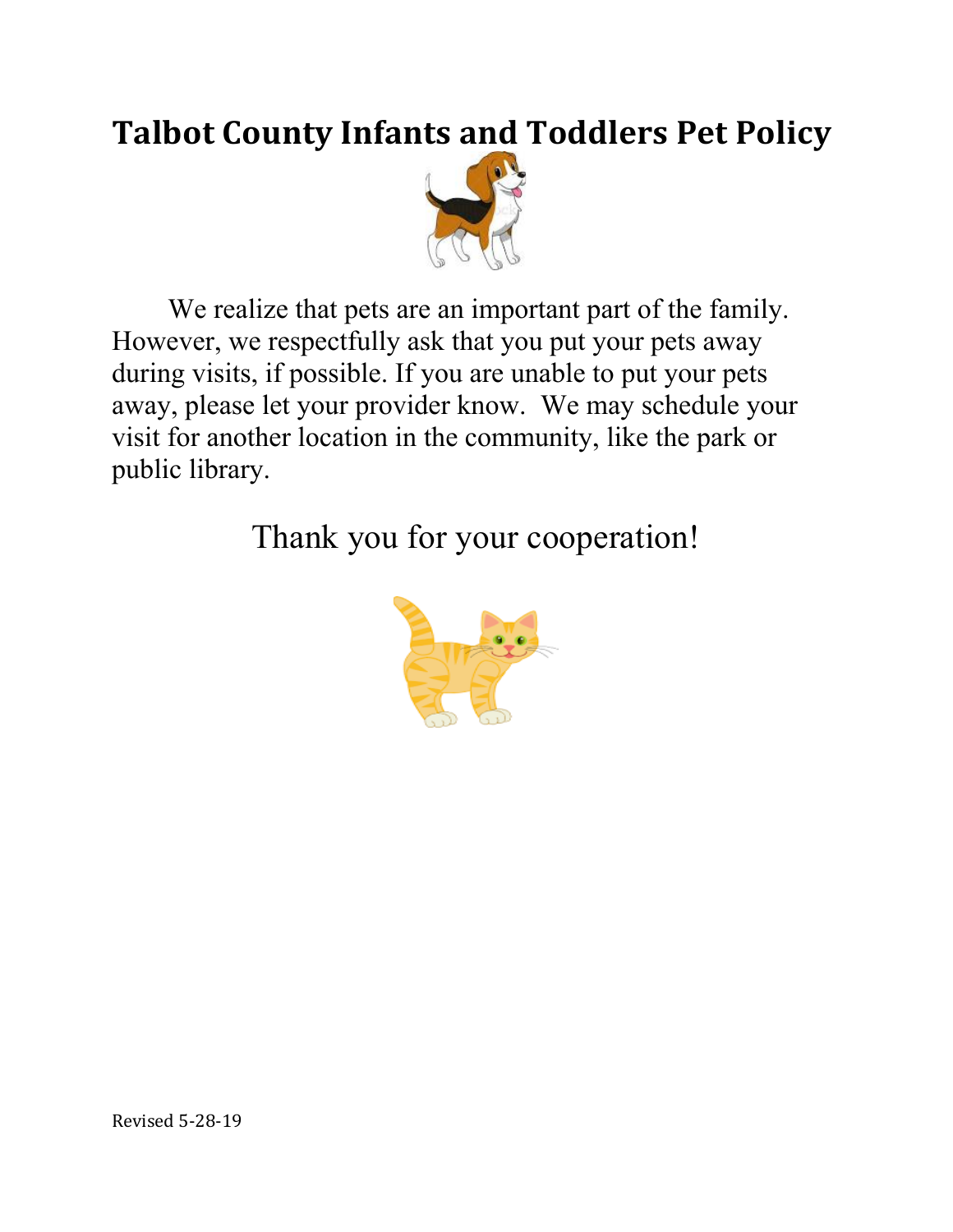# Talbot County Infants and Toddlers Pet Policy

We realize that pets are an important part of the family. However, we respectfully ask that you put your pets away during visits, if possible. If you are unable to put your pets away, please let your provider know. We may schedule your visit for another location in the community, like the park or public library.

Thank you for your cooperation!

Revised 5-28-19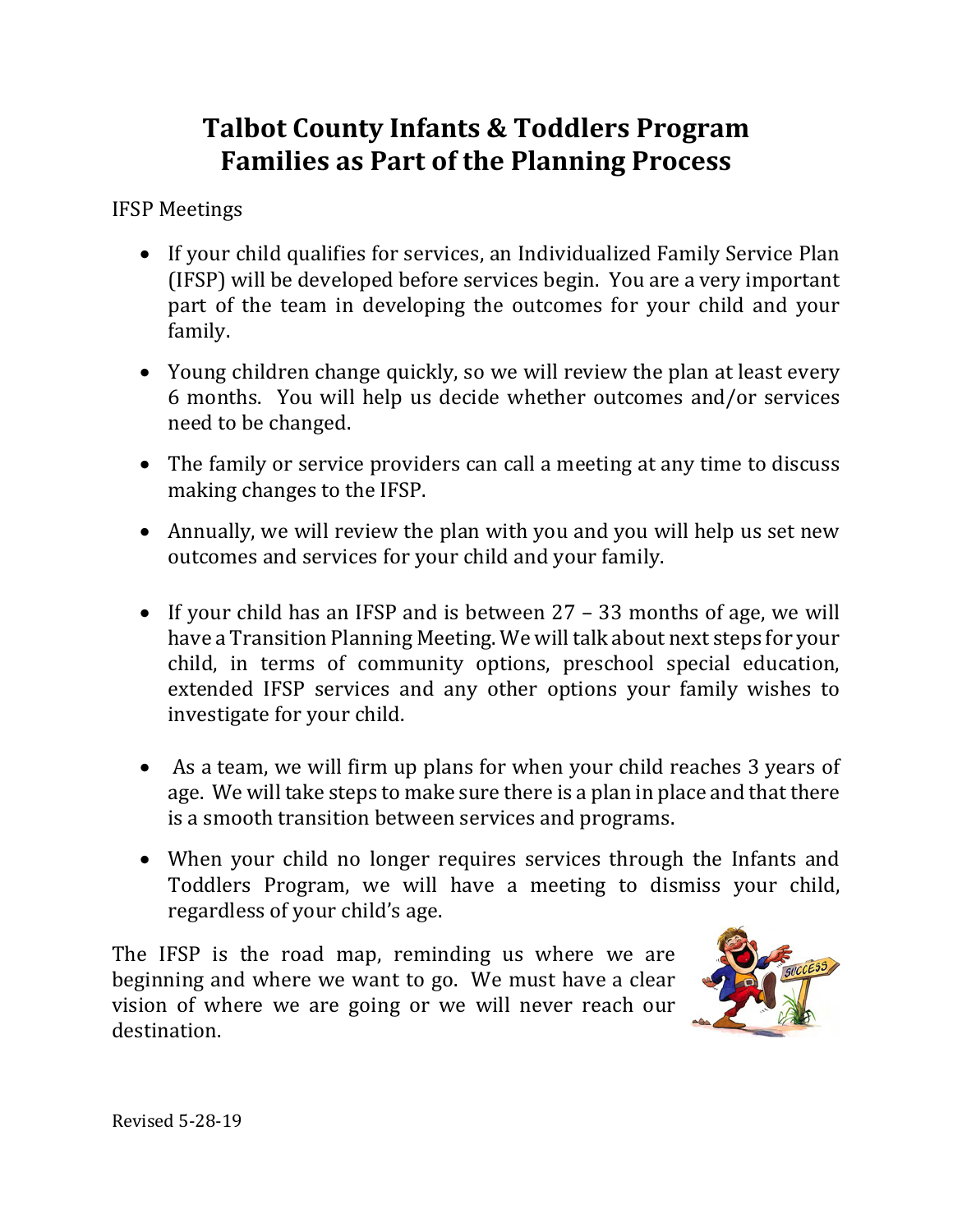# Talbot County Infants & Toddlers Program
# Families as Part of the Planning Process

IFSP Meetings

- If your child qualifies for services, an Individualized Family Service Plan (IFSP) will be developed before services begin. You are a very important part of the team in developing the outcomes for your child and your family.
- Young children change quickly, so we will review the plan at least every 6 months. You will help us decide whether outcomes and/or services need to be changed.
- The family or service providers can call a meeting at any time to discuss making changes to the IFSP.
- Annually, we will review the plan with you and you will help us set new outcomes and services for your child and your family.
- If your child has an IFSP and is between 27 – 33 months of age, we will have a Transition Planning Meeting. We will talk about next steps for your child, in terms of community options, preschool special education, extended IFSP services and any other options your family wishes to investigate for your child.
- As a team, we will firm up plans for when your child reaches 3 years of age. We will take steps to make sure there is a plan in place and that there is a smooth transition between services and programs.
- When your child no longer requires services through the Infants and Toddlers Program, we will have a meeting to dismiss your child, regardless of your child's age.

The IFSP is the road map, reminding us where we are beginning and where we want to go. We must have a clear vision of where we are going or we will never reach our destination.

Revised 5-28-19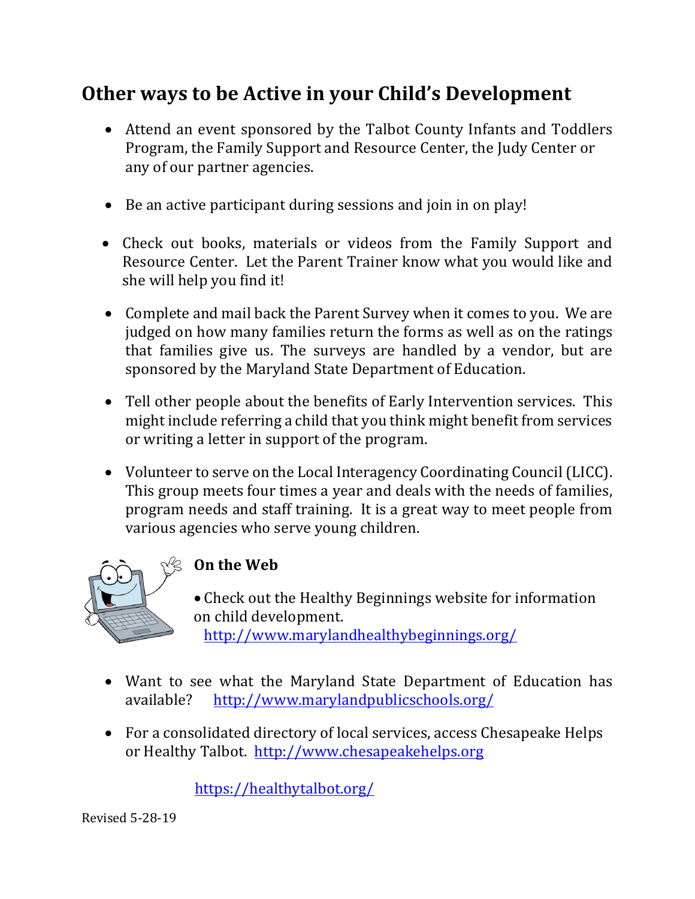## Other ways to be Active in your Child's Development

- Attend an event sponsored by the Talbot County Infants and Toddlers Program, the Family Support and Resource Center, the Judy Center or any of our partner agencies.
- Be an active participant during sessions and join in on play!
- Check out books, materials or videos from the Family Support and Resource Center. Let the Parent Trainer know what you would like and she will help you find it!
- Complete and mail back the Parent Survey when it comes to you. We are judged on how many families return the forms as well as on the ratings that families give us. The surveys are handled by a vendor, but are sponsored by the Maryland State Department of Education.
- Tell other people about the benefits of Early Intervention services. This might include referring a child that you think might benefit from services or writing a letter in support of the program.
- Volunteer to serve on the Local Interagency Coordinating Council (LICC). This group meets four times a year and deals with the needs of families, program needs and staff training. It is a great way to meet people from various agencies who serve young children.

### On the Web

- Check out the Healthy Beginnings website for information on child development. http://www.marylandhealthybeginnings.org/
- Want to see what the Maryland State Department of Education has available? http://www.marylandpublicschools.org/
- For a consolidated directory of local services, access Chesapeake Helps or Healthy Talbot. http://www.chesapeakehelps.org

  https://healthytalbot.org/

Revised 5-28-19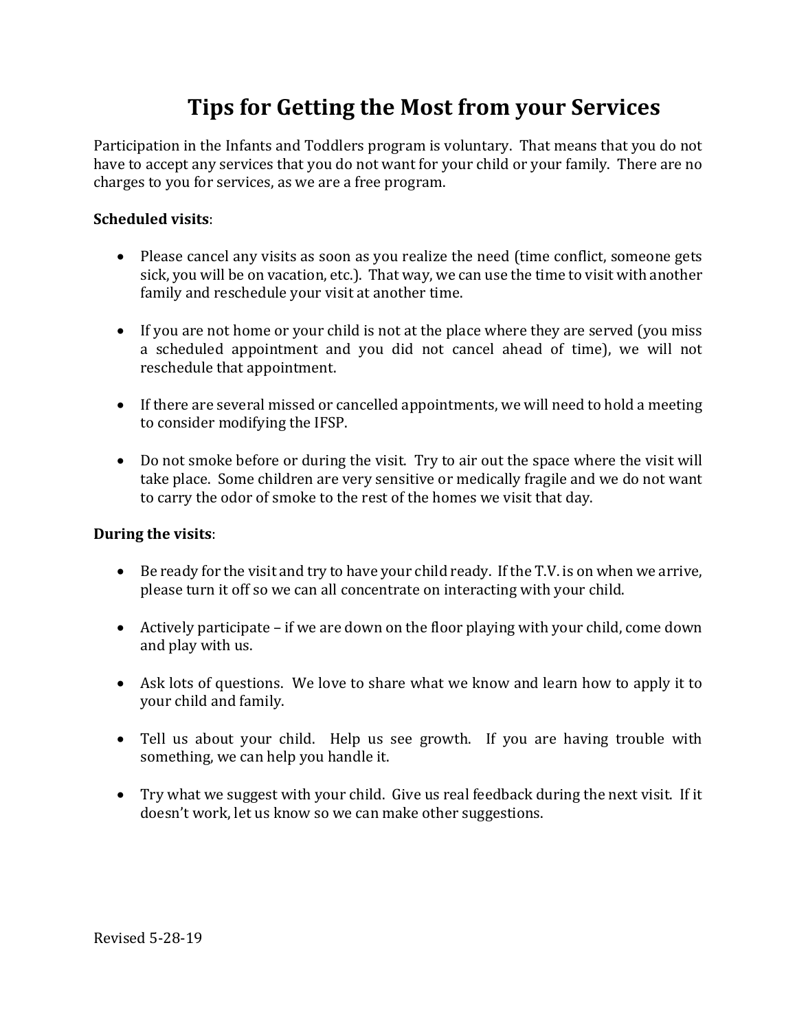# Tips for Getting the Most from your Services

Participation in the Infants and Toddlers program is voluntary. That means that you do not have to accept any services that you do not want for your child or your family. There are no charges to you for services, as we are a free program.

**Scheduled visits**:

- Please cancel any visits as soon as you realize the need (time conflict, someone gets sick, you will be on vacation, etc.). That way, we can use the time to visit with another family and reschedule your visit at another time.

- If you are not home or your child is not at the place where they are served (you miss a scheduled appointment and you did not cancel ahead of time), we will not reschedule that appointment.

- If there are several missed or cancelled appointments, we will need to hold a meeting to consider modifying the IFSP.

- Do not smoke before or during the visit. Try to air out the space where the visit will take place. Some children are very sensitive or medically fragile and we do not want to carry the odor of smoke to the rest of the homes we visit that day.

**During the visits**:

- Be ready for the visit and try to have your child ready. If the T.V. is on when we arrive, please turn it off so we can all concentrate on interacting with your child.

- Actively participate – if we are down on the floor playing with your child, come down and play with us.

- Ask lots of questions. We love to share what we know and learn how to apply it to your child and family.

- Tell us about your child. Help us see growth. If you are having trouble with something, we can help you handle it.

- Try what we suggest with your child. Give us real feedback during the next visit. If it doesn't work, let us know so we can make other suggestions.

Revised 5-28-19